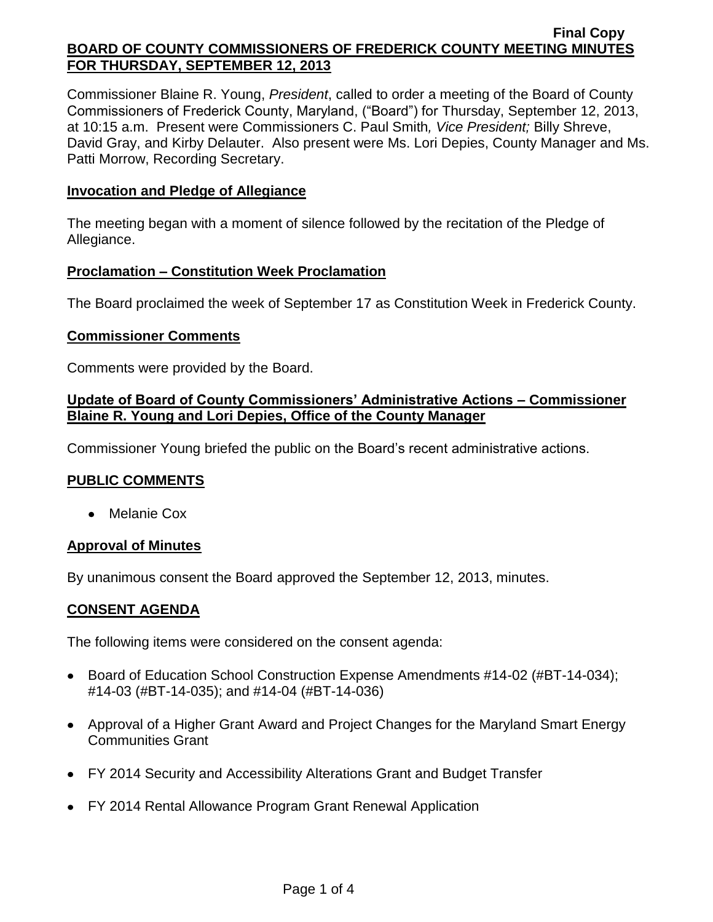**Final Copy**

**BOARD OF COUNTY COMMISSIONERS OF FREDERICK COUNTY MEETING MINUTES FOR THURSDAY, SEPTEMBER 12, 2013**

Commissioner Blaine R. Young, *President*, called to order a meeting of the Board of County Commissioners of Frederick County, Maryland, ("Board") for Thursday, September 12, 2013, at 10:15 a.m. Present were Commissioners C. Paul Smith*, Vice President;* Billy Shreve, David Gray, and Kirby Delauter. Also present were Ms. Lori Depies, County Manager and Ms. Patti Morrow, Recording Secretary.

## Invocation and Pledge of Allegiance

The meeting began with a moment of silence followed by the recitation of the Pledge of Allegiance.

## Proclamation – Constitution Week Proclamation

The Board proclaimed the week of September 17 as Constitution Week in Frederick County.

## Commissioner Comments

Comments were provided by the Board.

## Update of Board of County Commissioners' Administrative Actions – Commissioner Blaine R. Young and Lori Depies, Office of the County Manager

Commissioner Young briefed the public on the Board's recent administrative actions.

## PUBLIC COMMENTS

- Melanie Cox

## Approval of Minutes

By unanimous consent the Board approved the September 12, 2013, minutes.

## CONSENT AGENDA

The following items were considered on the consent agenda:

- Board of Education School Construction Expense Amendments #14-02 (#BT-14-034); #14-03 (#BT-14-035); and #14-04 (#BT-14-036)
- Approval of a Higher Grant Award and Project Changes for the Maryland Smart Energy Communities Grant
- FY 2014 Security and Accessibility Alterations Grant and Budget Transfer
- FY 2014 Rental Allowance Program Grant Renewal Application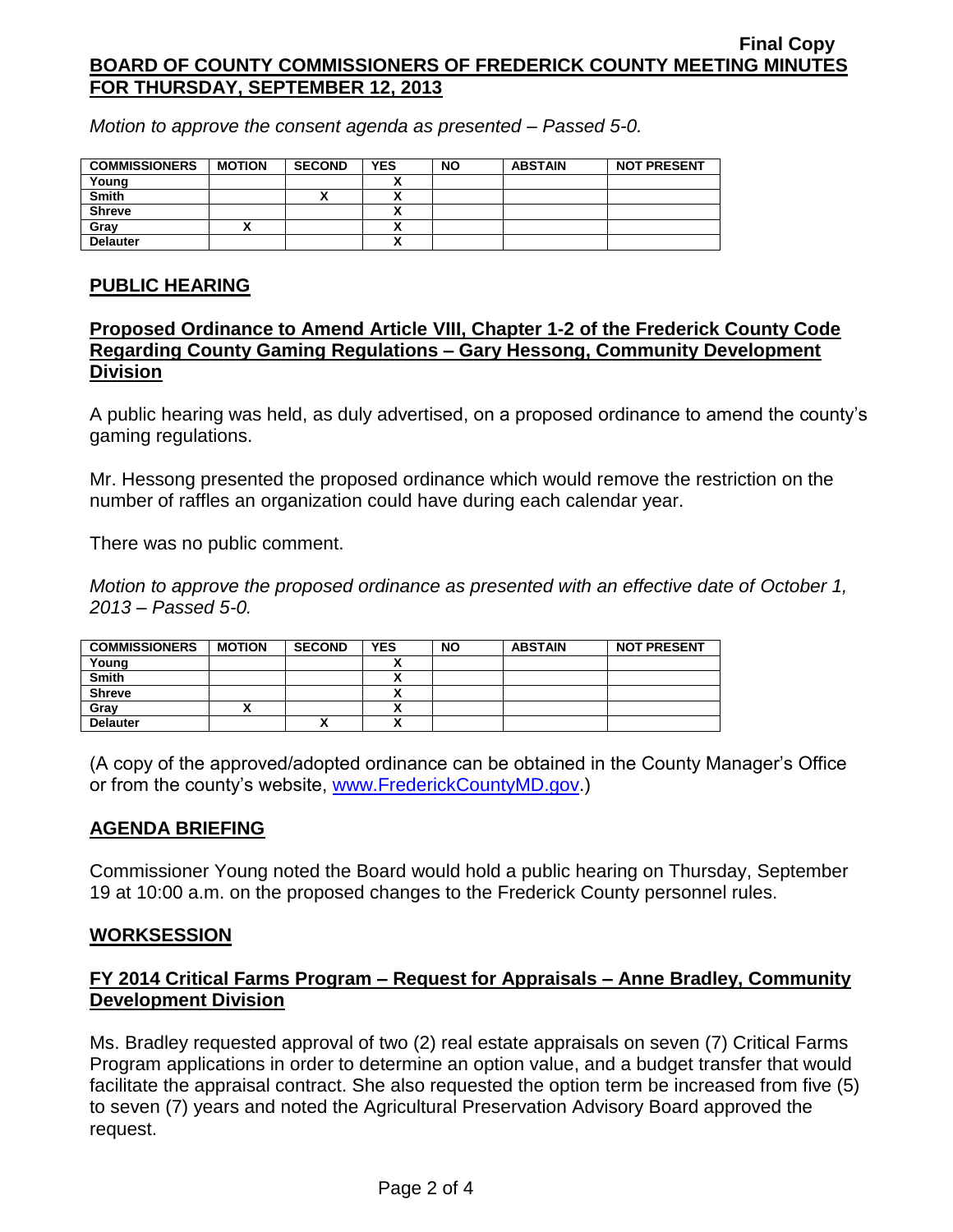*Motion to approve the consent agenda as presented – Passed 5-0.*

| COMMISSIONERS | MOTION | SECOND | YES | NO | ABSTAIN | NOT PRESENT |
|---|---|---|---|---|---|---|
| Young | | | X | | | |
| Smith | | X | X | | | |
| Shreve | | | X | | | |
| Gray | X | | X | | | |
| Delauter | | | X | | | |

## PUBLIC HEARING

### Proposed Ordinance to Amend Article VIII, Chapter 1-2 of the Frederick County Code Regarding County Gaming Regulations – Gary Hessong, Community Development Division

A public hearing was held, as duly advertised, on a proposed ordinance to amend the county's gaming regulations.

Mr. Hessong presented the proposed ordinance which would remove the restriction on the number of raffles an organization could have during each calendar year.

There was no public comment.

*Motion to approve the proposed ordinance as presented with an effective date of October 1, 2013 – Passed 5-0.*

| COMMISSIONERS | MOTION | SECOND | YES | NO | ABSTAIN | NOT PRESENT |
|---|---|---|---|---|---|---|
| Young | | | X | | | |
| Smith | | | X | | | |
| Shreve | | | X | | | |
| Gray | X | | X | | | |
| Delauter | | X | X | | | |

(A copy of the approved/adopted ordinance can be obtained in the County Manager's Office or from the county's website, www.FrederickCountyMD.gov.)

## AGENDA BRIEFING

Commissioner Young noted the Board would hold a public hearing on Thursday, September 19 at 10:00 a.m. on the proposed changes to the Frederick County personnel rules.

## WORKSESSION

### FY 2014 Critical Farms Program – Request for Appraisals – Anne Bradley, Community Development Division

Ms. Bradley requested approval of two (2) real estate appraisals on seven (7) Critical Farms Program applications in order to determine an option value, and a budget transfer that would facilitate the appraisal contract. She also requested the option term be increased from five (5) to seven (7) years and noted the Agricultural Preservation Advisory Board approved the request.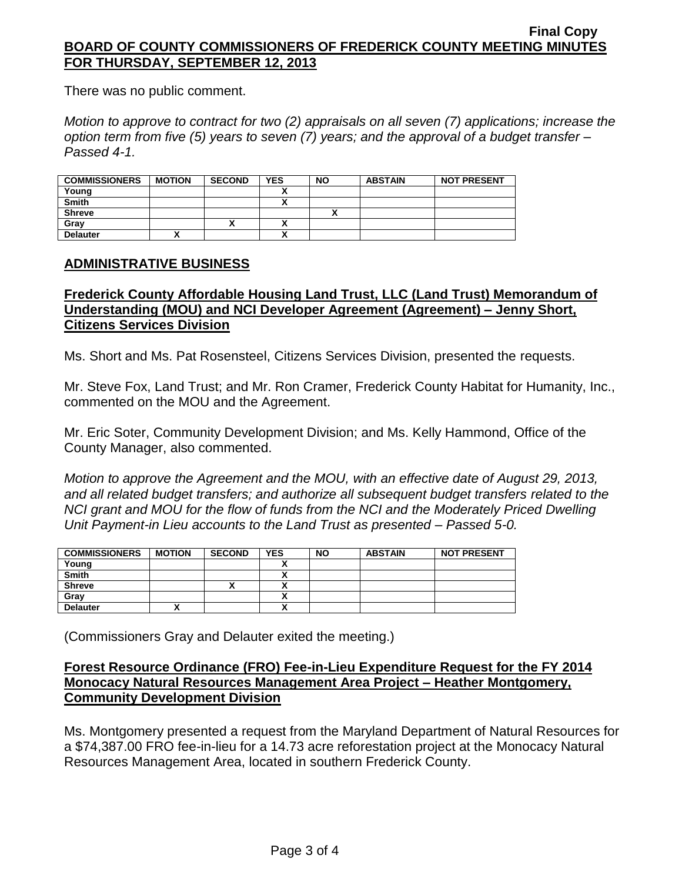There was no public comment.

*Motion to approve to contract for two (2) appraisals on all seven (7) applications; increase the option term from five (5) years to seven (7) years; and the approval of a budget transfer – Passed 4-1.*

| COMMISSIONERS | MOTION | SECOND | YES | NO | ABSTAIN | NOT PRESENT |
|---|---|---|---|---|---|---|
| Young | | | X | | | |
| Smith | | | X | | | |
| Shreve | | | | X | | |
| Gray | | X | X | | | |
| Delauter | X | | X | | | |

## ADMINISTRATIVE BUSINESS

### Frederick County Affordable Housing Land Trust, LLC (Land Trust) Memorandum of Understanding (MOU) and NCI Developer Agreement (Agreement) – Jenny Short, Citizens Services Division

Ms. Short and Ms. Pat Rosensteel, Citizens Services Division, presented the requests.

Mr. Steve Fox, Land Trust; and Mr. Ron Cramer, Frederick County Habitat for Humanity, Inc., commented on the MOU and the Agreement.

Mr. Eric Soter, Community Development Division; and Ms. Kelly Hammond, Office of the County Manager, also commented.

*Motion to approve the Agreement and the MOU, with an effective date of August 29, 2013, and all related budget transfers; and authorize all subsequent budget transfers related to the NCI grant and MOU for the flow of funds from the NCI and the Moderately Priced Dwelling Unit Payment-in Lieu accounts to the Land Trust as presented – Passed 5-0.*

| COMMISSIONERS | MOTION | SECOND | YES | NO | ABSTAIN | NOT PRESENT |
|---|---|---|---|---|---|---|
| Young | | | X | | | |
| Smith | | | X | | | |
| Shreve | | X | X | | | |
| Gray | | | X | | | |
| Delauter | X | | X | | | |

(Commissioners Gray and Delauter exited the meeting.)

### Forest Resource Ordinance (FRO) Fee-in-Lieu Expenditure Request for the FY 2014 Monocacy Natural Resources Management Area Project – Heather Montgomery, Community Development Division

Ms. Montgomery presented a request from the Maryland Department of Natural Resources for a $74,387.00 FRO fee-in-lieu for a 14.73 acre reforestation project at the Monocacy Natural Resources Management Area, located in southern Frederick County.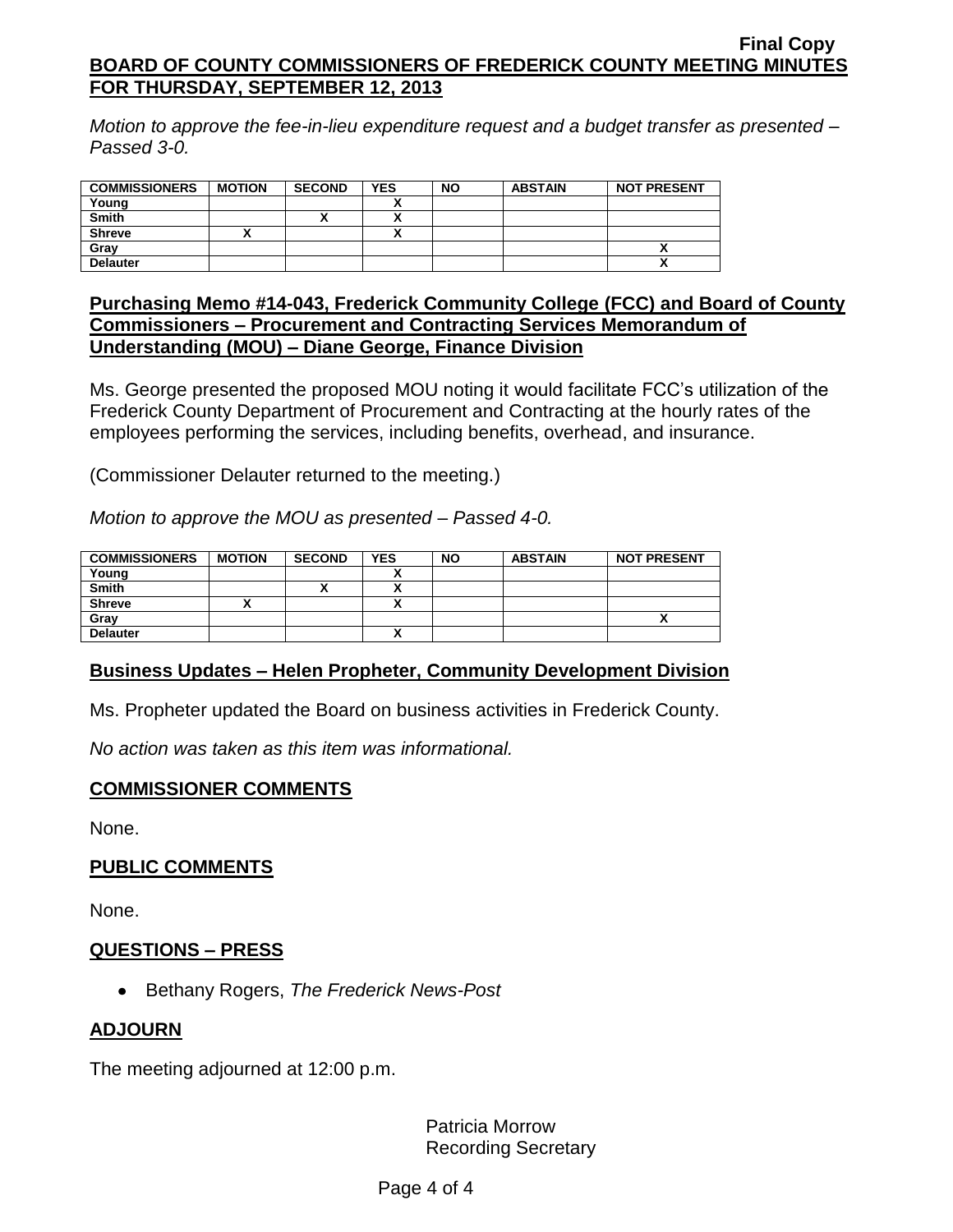Motion to approve the fee-in-lieu expenditure request and a budget transfer as presented – Passed 3-0.

*Motion to approve the fee-in-lieu expenditure request and a budget transfer as presented – Passed 3-0.*

| COMMISSIONERS | MOTION | SECOND | YES | NO | ABSTAIN | NOT PRESENT |
|---|---|---|---|---|---|---|
| Young | | | X | | | |
| Smith | | X | X | | | |
| Shreve | X | | X | | | |
| Gray | | | | | | X |
| Delauter | | | | | | X |

## Purchasing Memo #14-043, Frederick Community College (FCC) and Board of County Commissioners – Procurement and Contracting Services Memorandum of Understanding (MOU) – Diane George, Finance Division

Ms. George presented the proposed MOU noting it would facilitate FCC's utilization of the Frederick County Department of Procurement and Contracting at the hourly rates of the employees performing the services, including benefits, overhead, and insurance.

(Commissioner Delauter returned to the meeting.)

*Motion to approve the MOU as presented – Passed 4-0.*

| COMMISSIONERS | MOTION | SECOND | YES | NO | ABSTAIN | NOT PRESENT |
|---|---|---|---|---|---|---|
| Young | | | X | | | |
| Smith | | X | X | | | |
| Shreve | X | | X | | | |
| Gray | | | | | | X |
| Delauter | | | X | | | |

## Business Updates – Helen Propheter, Community Development Division

Ms. Propheter updated the Board on business activities in Frederick County.

*No action was taken as this item was informational.*

## COMMISSIONER COMMENTS

None.

## PUBLIC COMMENTS

None.

## QUESTIONS – PRESS

- Bethany Rogers, *The Frederick News-Post*

## ADJOURN

The meeting adjourned at 12:00 p.m.

Patricia Morrow
Recording Secretary